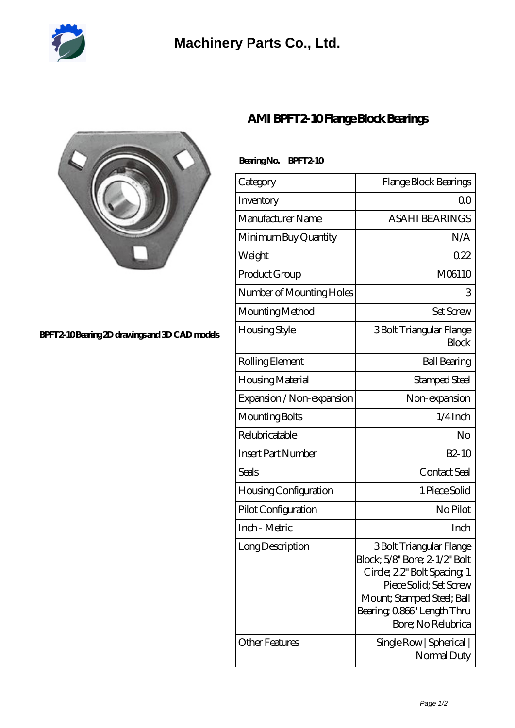Machinery Parts Co., Ltd.

# AMI BPFT2-10 Flange Block Bearings

BPFT2-10 Bearing 2D drawings and 3D CAD models

**Bearing No. BPFT2-10**

| Category | Flange Block Bearings |
| --- | --- |
| Inventory | 0.0 |
| Manufacturer Name | ASAHI BEARINGS |
| Minimum Buy Quantity | N/A |
| Weight | 0.22 |
| Product Group | M06110 |
| Number of Mounting Holes | 3 |
| Mounting Method | Set Screw |
| Housing Style | 3 Bolt Triangular Flange Block |
| Rolling Element | Ball Bearing |
| Housing Material | Stamped Steel |
| Expansion / Non-expansion | Non-expansion |
| Mounting Bolts | 1/4 Inch |
| Relubricatable | No |
| Insert Part Number | B2-10 |
| Seals | Contact Seal |
| Housing Configuration | 1 Piece Solid |
| Pilot Configuration | No Pilot |
| Inch - Metric | Inch |
| Long Description | 3 Bolt Triangular Flange Block; 5/8" Bore; 2-1/2" Bolt Circle; 2.2" Bolt Spacing; 1 Piece Solid; Set Screw Mount; Stamped Steel; Ball Bearing; 0.866" Length Thru Bore; No Relubrica |
| Other Features | Single Row \| Spherical \| Normal Duty |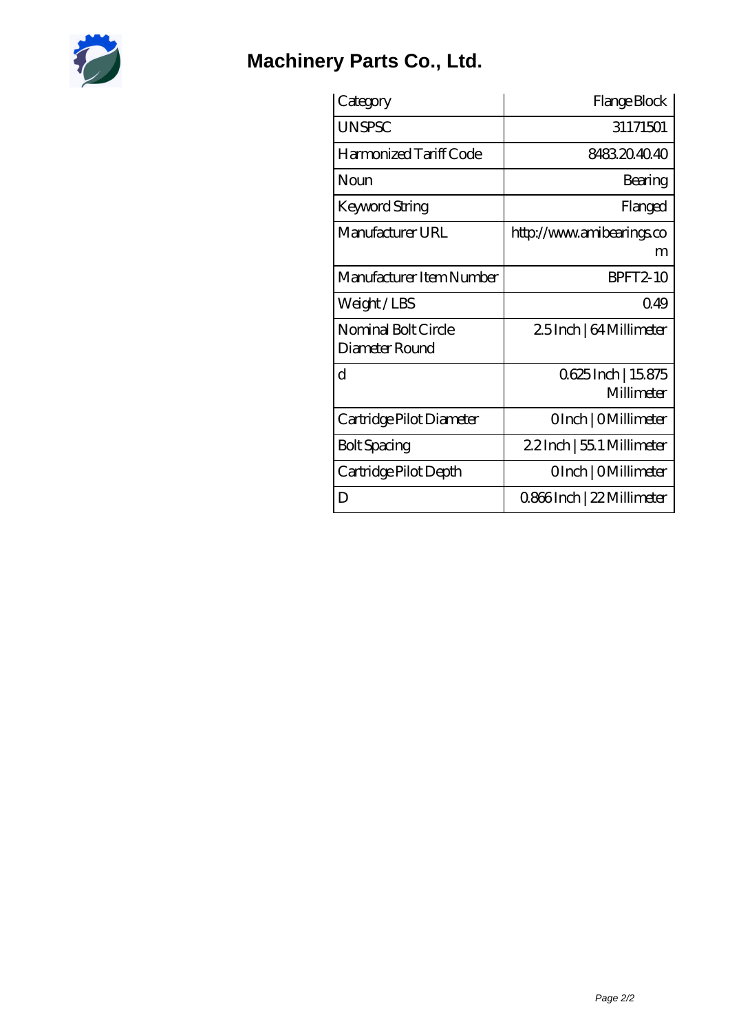# Machinery Parts Co., Ltd.

| | |
|---|---|
| Category | Flange Block |
| UNSPSC | 31171501 |
| Harmonized Tariff Code | 8483.20.40.40 |
| Noun | Bearing |
| Keyword String | Flanged |
| Manufacturer URL | http://www.amibearings.com |
| Manufacturer Item Number | BPFT2-10 |
| Weight / LBS | 0.49 |
| Nominal Bolt Circle Diameter Round | 2.5 Inch \| 64 Millimeter |
| d | 0.625 Inch \| 15.875 Millimeter |
| Cartridge Pilot Diameter | 0 Inch \| 0 Millimeter |
| Bolt Spacing | 2.2 Inch \| 55.1 Millimeter |
| Cartridge Pilot Depth | 0 Inch \| 0 Millimeter |
| D | 0.866 Inch \| 22 Millimeter |